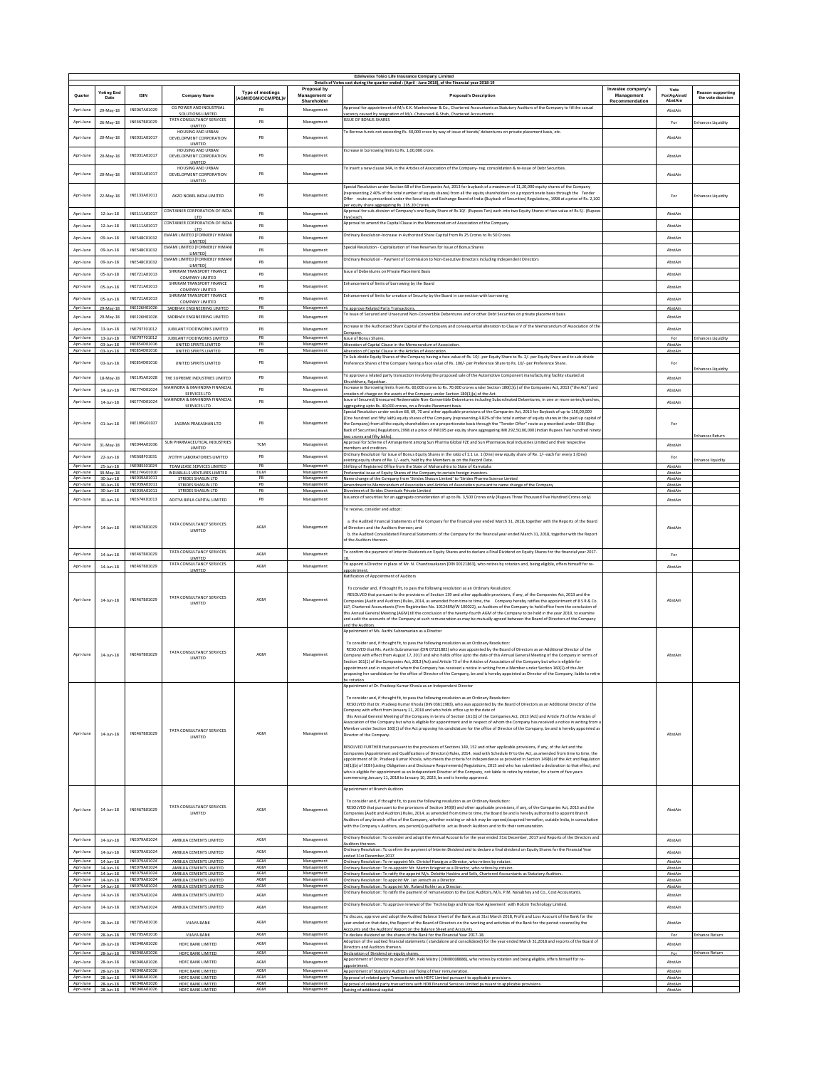# Edelweiss Tokio Life Insurance Company Limited

## Details of Votes cast during the quarter ended : (April - June 2018), of the Financial year 2018-19

| Quarter | Voting End Date | ISIN | Company Name | Type of meetings (AGM/EGM/CCM/PBL)# | Proposal by Management or Shareholder | Proposal's Description | Investee company's Management Recommendation | Vote For/Against/AbstAin | Reason supporting the vote decision |
|---|---|---|---|---|---|---|---|---|---|
| Apri-June | 29-May-18 | INE067A01029 | CG POWER AND INDUSTRIAL SOLUTIONS LIMITED | PB | Management | Approval for appointment of M/s K.K. Mankeshwar & Co., Chartered Accountants as Statutory Auditors of the Company to fill the casual vacancy caused by resignation of M/s. Chaturvedi & Shah, Chartered Accountants | | AbstAin | |
| Apri-June | 26-May-18 | INE467B01029 | TATA CONSULTANCY SERVICES LIMITED | PB | Management | ISSUE OF BONUS SHARES | | For | Enhances Liquidity |
| Apri-June | 20-May-18 | INE031A01017 | HOUSING AND URBAN DEVELOPMENT CORPORATION LIMITED | PB | Management | To Borrow funds not exceeding Rs. 40,000 crore by way of issue of bonds/ debentures on private placement basis, etc. | | AbstAin | |
| Apri-June | 20-May-18 | INE031A01017 | HOUSING AND URBAN DEVELOPMENT CORPORATION LIMITED | PB | Management | Increase in borrowing limits to Rs. 1,00,000 crore. | | AbstAin | |
| Apri-June | 20-May-18 | INE031A01017 | HOUSING AND URBAN DEVELOPMENT CORPORATION LIMITED | PB | Management | To insert a new clause 34A, in the Articles of Association of the Company- reg. consolidation & re-issue of Debt Securities. | | AbstAin | |
| Apri-June | 22-May-18 | INE133A01011 | AKZO NOBEL INDIA LIMITED | PB | Management | Special Resolution under Section 68 of the Companies Act, 2013 for buyback of a maximum of 11,20,000 equity shares of the Company (representing 2.40% of the total number of equity shares) from all the equity shareholders on a proportionate basis through the Tender Offer route as prescribed under the Securities and Exchange Board of India (Buyback of Securities) Regulations, 1998 at a price of Rs. 2,100 per equity share aggregating Rs. 235.20 Crores. | | For | Enhances Liquidity |
| Apri-June | 12-Jun-18 | INE111A01017 | CONTAINER CORPORATION OF INDIA LTD | PB | Management | Approval for sub-division of Company's one Equity Share of Rs.10/- (Rupees Ten) each into two Equity Shares of face value of Rs.5/- (Rupees Five) each. | | AbstAin | |
| Apri-June | 12-Jun-18 | INE111A01017 | CONTAINER CORPORATION OF INDIA LTD | PB | Management | Approval to amend the Capital Clause in the Memorandum of Association of the Company. | | AbstAin | |
| Apri-June | 09-Jun-18 | INE548C01032 | EMAMI LIMITED (FORMERLY HIMANI LIMITED) | PB | Management | Ordinary Resolution-Increase in Authorized Share Capital from Rs 25 Crores to Rs 50 Crores | | AbstAin | |
| Apri-June | 09-Jun-18 | INE548C01032 | EMAMI LIMITED (FORMERLY HIMANI LIMITED) | PB | Management | Special Resolution - Capitalization of Free Reserves for Issue of Bonus Shares | | AbstAin | |
| Apri-June | 09-Jun-18 | INE548C01032 | EMAMI LIMITED (FORMERLY HIMANI LIMITED) | PB | Management | Ordinary Resolution - Payment of Commission to Non-Executive Directors including Independent Directors | | AbstAin | |
| Apri-June | 05-Jun-18 | INE721A01013 | SHRIRAM TRANSPORT FINANCE COMPANY LIMITED | PB | Management | Issue of Debentures on Private Placement Basis | | AbstAin | |
| Apri-June | 05-Jun-18 | INE721A01013 | SHRIRAM TRANSPORT FINANCE COMPANY LIMITED | PB | Management | Enhancement of limits of borrowing by the Board | | AbstAin | |
| Apri-June | 05-Jun-18 | INE721A01013 | SHRIRAM TRANSPORT FINANCE COMPANY LIMITED | PB | Management | Enhancement of limits for creation of Security by the Board in connection with borrowing | | AbstAin | |
| Apri-June | 29-May-18 | INE226H01026 | SADBHAV ENGINEERING LIMITED | PB | Management | To approve Related Party Transactions. | | AbstAin | |
| Apri-June | 29-May-18 | INE226H01026 | SADBHAV ENGINEERING LIMITED | PB | Management | To Issue of Secured and Unsecured Non-Convertible Debentures and or other Debt Securities on private placement basis | | AbstAin | |
| Apri-June | 13-Jun-18 | INE797F01012 | JUBILANT FOODWORKS LIMITED | PB | Management | Increase in the Authorized Share Capital of the Company and consequential alteration to Clause V of the Memorandum of Association of the Company. | | AbstAin | |
| Apri-June | 13-Jun-18 | INE797F01012 | JUBILANT FOODWORKS LIMITED | PB | Management | Issue of Bonus Shares. | | For | Enhances Liquidity |
| Apri-June | 03-Jun-18 | INE854D01016 | UNITED SPIRITS LIMITED | PB | Management | Alteration of Capital Clause in the Memorandum of Association. | | AbstAin | |
| Apri-June | 03-Jun-18 | INE854D01016 | UNITED SPIRITS LIMITED | PB | Management | Alteration of Capital Clause in the Articles of Association. | | AbstAin | |
| Apri-June | 03-Jun-18 | INE854D01016 | UNITED SPIRITS LIMITED | PB | Management | To Sub-divide Equity Shares of the Company having a face value of Rs. 10/- per Equity Share to Rs. 2/- per Equity Share and to sub-divide Preference Shares of the Company having a face value of Rs. 100/- per Preference Share to Rs. 10/- per Preference Share. | | For | Enhances Liquidity |
| Apri-June | 18-May-18 | INE195A01028 | THE SUPREME INDUSTRIES LIMITED | PB | Management | To approve a related party transaction involving the proposed sale of the Automotive Component manufacturing facility situated at Khushkhera, Rajasthan. | | AbstAin | |
| Apri-June | 14-Jun-18 | INE774D01024 | MAHINDRA & MAHINDRA FINANCIAL SERVICES LTD | PB | Management | Increase in Borrowing limits from Rs. 60,000 crores to Rs. 70,000 crores under Section 180(1)(c) of the Companies Act, 2013 ("the Act") and creation of charge on the assets of the Company under Section 180(1)(a) of the Act. | | AbstAin | |
| Apri-June | 14-Jun-18 | INE774D01024 | MAHINDRA & MAHINDRA FINANCIAL SERVICES LTD | PB | Management | Issue of Secured/Unsecured Redeemable Non-Convertible Debentures including Subordinated Debentures, in one or more series/tranches, aggregating upto Rs. 40,000 crores, on a Private Placement basis. | | AbstAin | |
| Apri-June | 01-Jun-18 | INE199G01027 | JAGRAN PRAKASHAN LTD | PB | Management | Special Resolution under section 68, 69, 70 and other applicable provisions of the Companies Act, 2013 for Buyback of up to 150,00,000 (One hundred and fifty lakh) equity shares of the Company (representing 4.82% of the total number of equity shares in the paid up capital of the Company) from all the equity shareholders on a proportionate basis through the "Tender Offer" route as prescribed under SEBI (Buy-Back of Securities) Regulations,1998 at a price of INR195 per equity share aggregating INR 292,50,00,000 (Indian Rupees Two hundred ninety two crores and fifty lakhs). | | For | Enhances Return |
| Apri-June | 31-May-18 | INE044A01036 | SUN PHARMACEUTICAL INDUSTRIES LIMITED | TCM | Management | Approval for Scheme of Arrangement among Sun Pharma Global FZE and Sun Pharmaceutical Industries Limited and their respective members and creditors. | | AbstAin | |
| Apri-June | 22-Jun-18 | INE668F01031 | JYOTHY LABORATORIES LIMITED | PB | Management | Ordinary Resolution for issue of Bonus Equity Shares in the ratio of 1:1 i.e. 1 (One) new equity share of Re. 1/- each for every 1 (One) existing equity share of Re. 1/- each, held by the Members as on the Record Date. | | For | Enhance liquidity |
| Apri-June | 25-Jun-18 | INE985S01024 | TEAMLEASE SERVICES LIMITED | PB | Management | Shifting of Registered Office from the State of Maharashtra to State of Karnataka | | AbstAin | |
| Apri-June | 30-May-18 | INE274G01010 | INDIABULLS VENTURES LIMITED | EGM | Management | Preferential issue of Equity Shares of the Company to certain foreign investors. | | AbstAin | |
| Apri-June | 30-Jun-18 | INE939A01011 | STRIDES SHASUN LTD | PB | Management | Name change of the Company from 'Strides Shasun Limited' to 'Strides Pharma Science Limited' | | AbstAin | |
| Apri-June | 30-Jun-18 | INE939A01011 | STRIDES SHASUN LTD | PB | Management | Amendment to Memorandum of Association and Articles of Association pursuant to name change of the Company | | AbstAin | |
| Apri-June | 30-Jun-18 | INE939A01011 | STRIDES SHASUN LTD | PB | Management | Divestment of Strides Chemicals Private Limited | | AbstAin | |
| Apri-June | 30-Jun-18 | INE674K01013 | ADITYA BIRLA CAPITAL LIMITED | PB | Management | Issuance of securities for an aggregate consideration of up to Rs. 3,500 Crores only (Rupees Three Thousand Five Hundred Crores only) | | AbstAin | |
| Apri-June | 14-Jun-18 | INE467B01029 | TATA CONSULTANCY SERVICES LIMITED | AGM | Management | To receive, consider and adopt:<br><br>a. the Audited Financial Statements of the Company for the financial year ended March 31, 2018, together with the Reports of the Board of Directors and the Auditors thereon; and<br>b. the Audited Consolidated Financial Statements of the Company for the financial year ended March 31, 2018, together with the Report of the Auditors thereon. | | AbstAin | |
| Apri-June | 14-Jun-18 | INE467B01029 | TATA CONSULTANCY SERVICES LIMITED | AGM | Management | To confirm the payment of Interim Dividends on Equity Shares and to declare a Final Dividend on Equity Shares for the financial year 2017-18. | | For | |
| Apri-June | 14-Jun-18 | INE467B01029 | TATA CONSULTANCY SERVICES LIMITED | AGM | Management | To appoint a Director in place of Mr. N. Chandrasekaran (DIN 00121863), who retires by rotation and, being eligible, offers himself for re-appointment. | | AbstAin | |
| Apri-June | 14-Jun-18 | INE467B01029 | TATA CONSULTANCY SERVICES LIMITED | AGM | Management | Ratification of Appointment of Auditors<br><br>To consider and, if thought fit, to pass the following resolution as an Ordinary Resolution:<br>RESOLVED that pursuant to the provisions of Section 139 and other applicable provisions, if any, of the Companies Act, 2013 and the Companies (Audit and Auditors) Rules, 2014, as amended from time to time, the Company hereby ratifies the appointment of B S R & Co. LLP, Chartered Accountants (Firm Registration No. 101248W/W 100022), as Auditors of the Company to hold office from the conclusion of this Annual General Meeting (AGM) till the conclusion of the twenty-fourth AGM of the Company to be held in the year 2019, to examine and audit the accounts of the Company at such remuneration as may be mutually agreed between the Board of Directors of the Company and the Auditors. | | AbstAin | |
| Apri-June | 14-Jun-18 | INE467B01029 | TATA CONSULTANCY SERVICES LIMITED | AGM | Management | Appointment of Ms. Aarthi Subramanian as a Director<br><br>To consider and, if thought fit, to pass the following resolution as an Ordinary Resolution:<br>RESOLVED that Ms. Aarthi Subramanian (DIN 07121802) who was appointed by the Board of Directors as an Additional Director of the Company with effect from August 17, 2017 and who holds office upto the date of this Annual General Meeting of the Company in terms of Section 161(1) of the Companies Act, 2013 (Act) and Article 73 of the Articles of Association of the Company but who is eligible for appointment and in respect of whom the Company has received a notice in writing from a Member under Section 160(1) of the Act proposing her candidature for the office of Director of the Company, be and is hereby appointed as Director of the Company, liable to retire by rotation. | | AbstAin | |
| Apri-June | 14-Jun-18 | INE467B01029 | TATA CONSULTANCY SERVICES LIMITED | AGM | Management | Appointment of Dr. Pradeep Kumar Khosla as an Independent Director<br><br>To consider and, if thought fit, to pass the following resolution as an Ordinary Resolution:<br>RESOLVED that Dr. Pradeep Kumar Khosla (DIN 03611983), who was appointed by the Board of Directors as an Additional Director of the Company with effect from January 11, 2018 and who holds office upto the date of<br>this Annual General Meeting of the Company in terms of Section 161(1) of the Companies Act, 2013 (Act) and Article 73 of the Articles of Association of the Company but who is eligible for appointment and in respect of whom the Company has received a notice in writing from a Member under Section 160(1) of the Act proposing his candidature for the office of Director of the Company, be and is hereby appointed as Director of the Company.<br><br>RESOLVED FURTHER that pursuant to the provisions of Sections 149, 152 and other applicable provisions, if any, of the Act and the Companies (Appointment and Qualifications of Directors) Rules, 2014, read with Schedule IV to the Act, as amended from time to time, the appointment of Dr. Pradeep Kumar Khosla, who meets the criteria for independence as provided in Section 149(6) of the Act and Regulation 16(1)(b) of SEBI (Listing Obligations and Disclosure Requirements) Regulations, 2015 and who has submitted a declaration to that effect, and who is eligible for appointment as an Independent Director of the Company, not liable to retire by rotation, for a term of five years commencing January 11, 2018 to January 10, 2023, be and is hereby approved. | | AbstAin | |
| Apri-June | 14-Jun-18 | INE467B01029 | TATA CONSULTANCY SERVICES LIMITED | AGM | Management | Appointment of Branch Auditors<br><br>To consider and, if thought fit, to pass the following resolution as an Ordinary Resolution:<br>RESOLVED that pursuant to the provisions of Section 143(8) and other applicable provisions, if any, of the Companies Act, 2013 and the Companies (Audit and Auditors) Rules, 2014, as amended from time to time, the Board be and is hereby authorized to appoint Branch Auditors of any branch office of the Company, whether existing or which may be opened/acquired hereafter, outside India, in consultation with the Company's Auditors, any person(s) qualified to act as Branch Auditors and to fix their remuneration. | | AbstAin | |
| Apri-June | 14-Jun-18 | INE079A01024 | AMBUJA CEMENTS LIMITED | AGM | Management | Ordinary Resolution: To consider and adopt the Annual Accounts for the year ended 31st December, 2017 and Reports of the Directors and Auditors thereon. | | AbstAin | |
| Apri-June | 14-Jun-18 | INE079A01024 | AMBUJA CEMENTS LIMITED | AGM | Management | Ordinary Resolution: To confirm the payment of Interim Dividend and to declare a final dividend on Equity Shares for the Financial Year ended 31st December,2017. | | AbstAin | |
| Apri-June | 14-Jun-18 | INE079A01024 | AMBUJA CEMENTS LIMITED | AGM | Management | Ordinary Resolution: To re-appoint Mr. Christof Hassig as a Director, who retires by rotaion. | | AbstAin | |
| Apri-June | 14-Jun-18 | INE079A01024 | AMBUJA CEMENTS LIMITED | AGM | Management | Ordinary Resolution: To re-appoint Mr. Martin Kriegner as a Director, who retires by rotaion. | | AbstAin | |
| Apri-June | 14-Jun-18 | INE079A01024 | AMBUJA CEMENTS LIMITED | AGM | Management | Ordinary Resolution: To ratify the appoint M/s. Deloitte Haskins and Sells, Chartered Accountants as Statutory Auditors. | | AbstAin | |
| Apri-June | 14-Jun-18 | INE079A01024 | AMBUJA CEMENTS LIMITED | AGM | Management | Ordinary Resolution: To appoint Mr. Jan Jenisch as a Director. | | AbstAin | |
| Apri-June | 14-Jun-18 | INE079A01024 | AMBUJA CEMENTS LIMITED | AGM | Management | Ordinary Resolution: To appoint Mr. Roland Kohler as a Director. | | AbstAin | |
| Apri-June | 14-Jun-18 | INE079A01024 | AMBUJA CEMENTS LIMITED | AGM | Management | Ordinary Resolution: To ratify the payment of remuneration to the Cost Auditors, M/s. P.M. Nanabhoy and Co., Cost Accountants. | | AbstAin | |
| Apri-June | 14-Jun-18 | INE079A01024 | AMBUJA CEMENTS LIMITED | AGM | Management | Ordinary Resolution: To approve renewal of the 'Technology and Know How Agreement' with Holcim Technology Limited. | | AbstAin | |
| Apri-June | 28-Jun-18 | INE705A01016 | VIJAYA BANK | AGM | Management | To discuss, approve and adopt the Audited Balance Sheet of the Bank as at 31st March 2018, Profit and Loss Account of the Bank for the year ended on that date, the Report of the Board of Directors on the working and activities of the Bank for the period covered by the Accounts and the Auditors' Report on the Balance Sheet and Accounts. | | AbstAin | |
| Apri-June | 28-Jun-18 | INE705A01016 | VIJAYA BANK | AGM | Management | To declare dividend on the shares of the Bank for the Financial Year 2017-18. | | For | Enhance Return |
| Apri-June | 28-Jun-18 | INE040A01026 | HDFC BANK LIMITED | AGM | Management | Adoption of the audited financial statements ( standalone and consolidated) for the year ended March 31,2018 and reports of the Board of Directors and Auditors thereon. | | AbstAin | |
| Apri-June | 28-Jun-18 | INE040A01026 | HDFC BANK LIMITED | AGM | Management | Declaration of Dividend on equity shares. | | For | Enhance Return |
| Apri-June | 28-Jun-18 | INE040A01026 | HDFC BANK LIMITED | AGM | Management | Appointment of Director in place of Mr. Keki Mistry ( DIN00008886), who retires by rotation and being eligible, offers himself for re-appointment. | | AbstAin | |
| Apri-June | 28-Jun-18 | INE040A01026 | HDFC BANK LIMITED | AGM | Management | Appointment of Statutory Auditors and fixing of their remuneration. | | AbstAin | |
| Apri-June | 28-Jun-18 | INE040A01026 | HDFC BANK LIMITED | AGM | Management | Approval of related party Transactions with HDFC Limited pursuant to applicable provisions. | | AbstAin | |
| Apri-June | 28-Jun-18 | INE040A01026 | HDFC BANK LIMITED | AGM | Management | Approval of related party transactions with HDB Financial Services Limited pursuant to applicable provisions. | | AbstAin | |
| Apri-June | 28-Jun-18 | INE040A01026 | HDFC BANK LIMITED | AGM | Management | Raising of additional capital | | AbstAin | |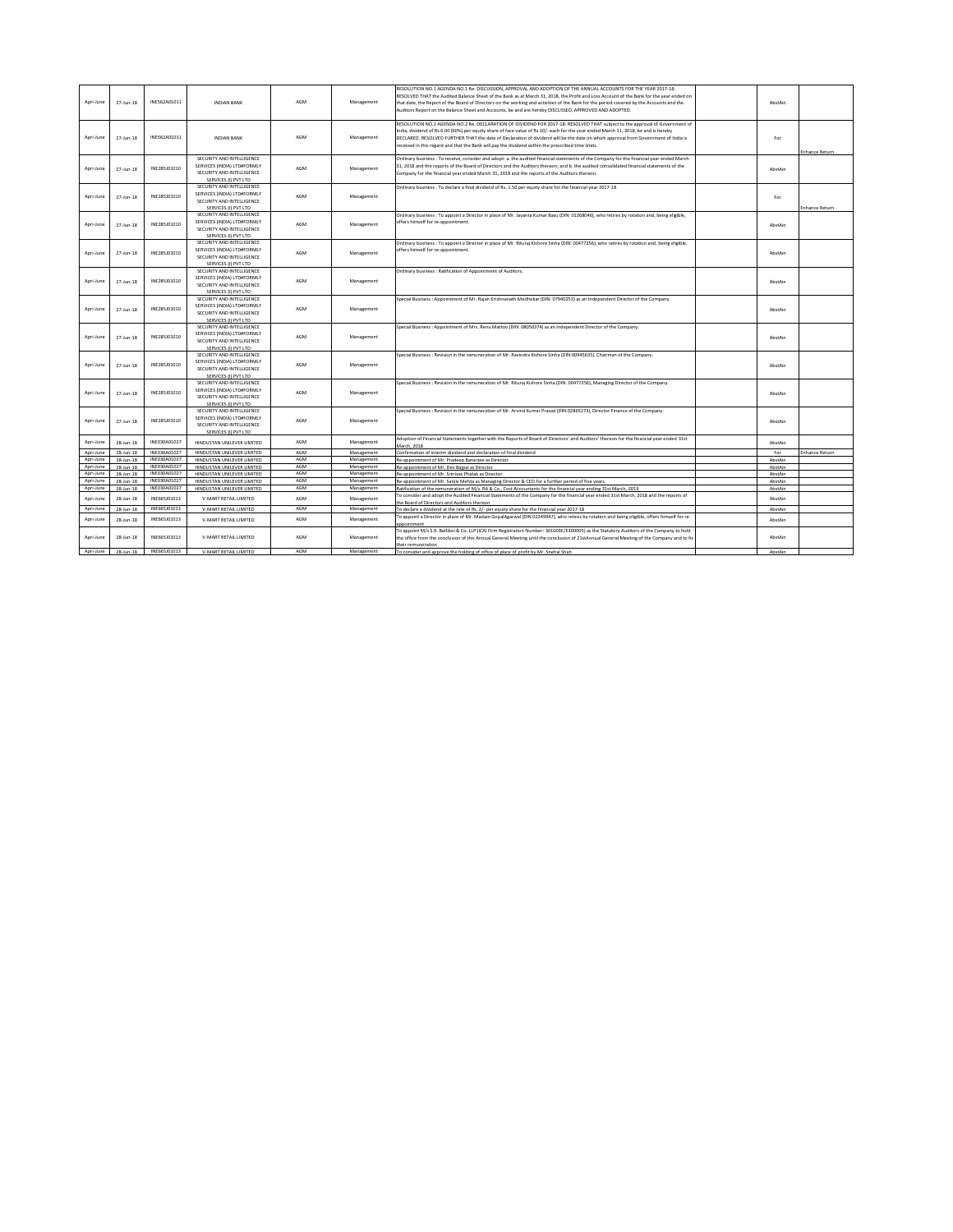| | | | | | | | | | |
|---|---|---|---|---|---|---|---|---|---|
| Apri-June | 27-Jun-18 | INE562A01011 | INDIAN BANK | AGM | Management | RESOLUTION NO.1 AGENDA NO.1 Re: DISCUSSION, APPROVAL AND ADOPTION OF THE ANNUAL ACCOUNTS FOR THE YEAR 2017-18: RESOLVED THAT the Audited Balance Sheet of the Bank as at March 31, 2018, the Profit and Loss Account of the Bank for the year ended on that date, the Report of the Board of Directors on the working and activities of the Bank for the period covered by the Accounts and the Auditors Report on the Balance Sheet and Accounts, be and are hereby DISCUSSED, APPROVED AND ADOPTED. | | AbstAin | |
| Apri-June | 27-Jun-18 | INE562A01011 | INDIAN BANK | AGM | Management | RESOLUTION NO.2 AGENDA NO.2 Re: DECLARATION OF DIVIDEND FOR 2017-18: RESOLVED THAT subject to the approval of Government of India, dividend of Rs.6.00 (60%) per equity share of face value of Rs.10/- each for the year ended March 31, 2018, be and is hereby DECLARED. RESOLVED FURTHER THAT the date of Declaration of dividend will be the date on which approval from Government of India is received in this regard and that the Bank will pay the dividend within the prescribed time limits. | | For | Enhance Return |
| Apri-June | 27-Jun-18 | INE285J01010 | SECURITY AND INTELLIGENCE SERVICES (INDIA) LTDFORMLY SECURITY AND INTELLIGENCE SERVICES (I) PVT LTD | AGM | Management | Ordinary business : To receive, consider and adopt: a. the audited financial statements of the Company for the financial year ended March 31, 2018 and the reports of the Board of Directors and the Auditors thereon; and b. the audited consolidated financial statements of the Company for the financial year ended March 31, 2018 and the reports of the Auditors thereon. | | AbstAin | |
| Apri-June | 27-Jun-18 | INE285J01010 | SECURITY AND INTELLIGENCE SERVICES (INDIA) LTDFORMLY SECURITY AND INTELLIGENCE SERVICES (I) PVT LTD | AGM | Management | Ordinary business : To declare a final dividend of Rs. 1.50 per equity share for the financial year 2017-18 | | For | Enhance Return |
| Apri-June | 27-Jun-18 | INE285J01010 | SECURITY AND INTELLIGENCE SERVICES (INDIA) LTDFORMLY SECURITY AND INTELLIGENCE SERVICES (I) PVT LTD | AGM | Management | Ordinary business : To appoint a Director in place of Mr. Jayanta Kumar Basu (DIN: 01268046), who retires by rotation and, being eligible, offers himself for re-appointment. | | AbstAin | |
| Apri-June | 27-Jun-18 | INE285J01010 | SECURITY AND INTELLIGENCE SERVICES (INDIA) LTDFORMLY SECURITY AND INTELLIGENCE SERVICES (I) PVT LTD | AGM | Management | Ordinary business : To appoint a Director in place of Mr. Rituraj Kishore Sinha (DIN: 00477256), who retires by rotation and, being eligible, offers himself for re-appointment. | | AbstAin | |
| Apri-June | 27-Jun-18 | INE285J01010 | SECURITY AND INTELLIGENCE SERVICES (INDIA) LTDFORMLY SECURITY AND INTELLIGENCE SERVICES (I) PVT LTD | AGM | Management | Ordinary business : Ratification of Appointment of Auditors. | | AbstAin | |
| Apri-June | 27-Jun-18 | INE285J01010 | SECURITY AND INTELLIGENCE SERVICES (INDIA) LTDFORMLY SECURITY AND INTELLIGENCE SERVICES (I) PVT LTD | AGM | Management | Special Business : Appointment of Mr. Rajan Krishnanath Medhekar (DIN: 07940253) as an Independent Director of the Company. | | AbstAin | |
| Apri-June | 27-Jun-18 | INE285J01010 | SECURITY AND INTELLIGENCE SERVICES (INDIA) LTDFORMLY SECURITY AND INTELLIGENCE SERVICES (I) PVT LTD | AGM | Management | Special Business : Appointment of Mrs. Renu Mattoo (DIN: 08050374) as an Independent Director of the Company. | | AbstAin | |
| Apri-June | 27-Jun-18 | INE285J01010 | SECURITY AND INTELLIGENCE SERVICES (INDIA) LTDFORMLY SECURITY AND INTELLIGENCE SERVICES (I) PVT LTD | AGM | Management | Special Business : Revision in the remuneration of Mr. Ravindra Kishore Sinha (DIN:00945635), Chairman of the Company. | | AbstAin | |
| Apri-June | 27-Jun-18 | INE285J01010 | SECURITY AND INTELLIGENCE SERVICES (INDIA) LTDFORMLY SECURITY AND INTELLIGENCE SERVICES (I) PVT LTD | AGM | Management | Special Business : Revision in the remuneration of Mr. Rituraj Kishore Sinha (DIN: 00477256), Managing Director of the Company. | | AbstAin | |
| Apri-June | 27-Jun-18 | INE285J01010 | SECURITY AND INTELLIGENCE SERVICES (INDIA) LTDFORMLY SECURITY AND INTELLIGENCE SERVICES (I) PVT LTD | AGM | Management | Special Business : Revision in the remuneration of Mr. Arvind Kumar Prasad (DIN:02865273), Director Finance of the Company. | | AbstAin | |
| Apri-June | 28-Jun-18 | INE030A01027 | HINDUSTAN UNILEVER LIMITED | AGM | Management | Adoption of Financial Statements together with the Reports of Board of Directors' and Auditors' thereon for the financial year ended 31st March, 2018 | | AbstAin | |
| Apri-June | 28-Jun-18 | INE030A01027 | HINDUSTAN UNILEVER LIMITED | AGM | Management | Confirmation of interim dividend and declaration of final dividend | | For | Enhance Return |
| Apri-June | 28-Jun-18 | INE030A01027 | HINDUSTAN UNILEVER LIMITED | AGM | Management | Re-appointment of Mr. Pradeep Banerjee as Director | | AbstAin | |
| Apri-June | 28-Jun-18 | INE030A01027 | HINDUSTAN UNILEVER LIMITED | AGM | Management | Re-appointment of Mr. Dev Bajpai as Director | | AbstAin | |
| Apri-June | 28-Jun-18 | INE030A01027 | HINDUSTAN UNILEVER LIMITED | AGM | Management | Re-appointment of Mr. Srinivas Phatak as Director | | AbstAin | |
| Apri-June | 28-Jun-18 | INE030A01027 | HINDUSTAN UNILEVER LIMITED | AGM | Management | Re-appointment of Mr. Sanjiv Mehta as Managing Director & CEO for a further period of five years. | | AbstAin | |
| Apri-June | 28-Jun-18 | INE030A01027 | HINDUSTAN UNILEVER LIMITED | AGM | Management | Ratification of the remuneration of M/s. RA & Co., Cost Accountants for the financial year ending 31st March, 2019 | | AbstAin | |
| Apri-June | 28-Jun-18 | INE665J01013 | V-MART RETAIL LIMITED | AGM | Management | To consider and adopt the Audited Financial Statements of the Company for the financial year ended 31st March, 2018 and the reports of the Board of Directors and Auditors thereon | | AbstAin | |
| Apri-June | 28-Jun-18 | INE665J01013 | V-MART RETAIL LIMITED | AGM | Management | To declare a dividend at the rate of Rs. 2/- per equity share for the financial year 2017-18 | | AbstAin | |
| Apri-June | 28-Jun-18 | INE665J01013 | V-MART RETAIL LIMITED | AGM | Management | To appoint a Director in place of Mr. Madan GopalAgarwal (DIN 02249947), who retires by rotation and being eligible, offers himself for re-appointment | | AbstAin | |
| Apri-June | 28-Jun-18 | INE665J01013 | V-MART RETAIL LIMITED | AGM | Management | To appoint M/s S.R. Batliboi & Co. LLP (ICAI Firm Registration Number: 301003E/E300005) as the Statutory Auditors of the Company to hold the office from the conclusion of this Annual General Meeting until the conclusion of 21stAnnual General Meeting of the Company and to fix their remuneration | | AbstAin | |
| Apri-June | 28-Jun-18 | INE665J01013 | V-MART RETAIL LIMITED | AGM | Management | To consider and approve the holding of office of place of profit by Mr. Snehal Shah | | AbstAin | |